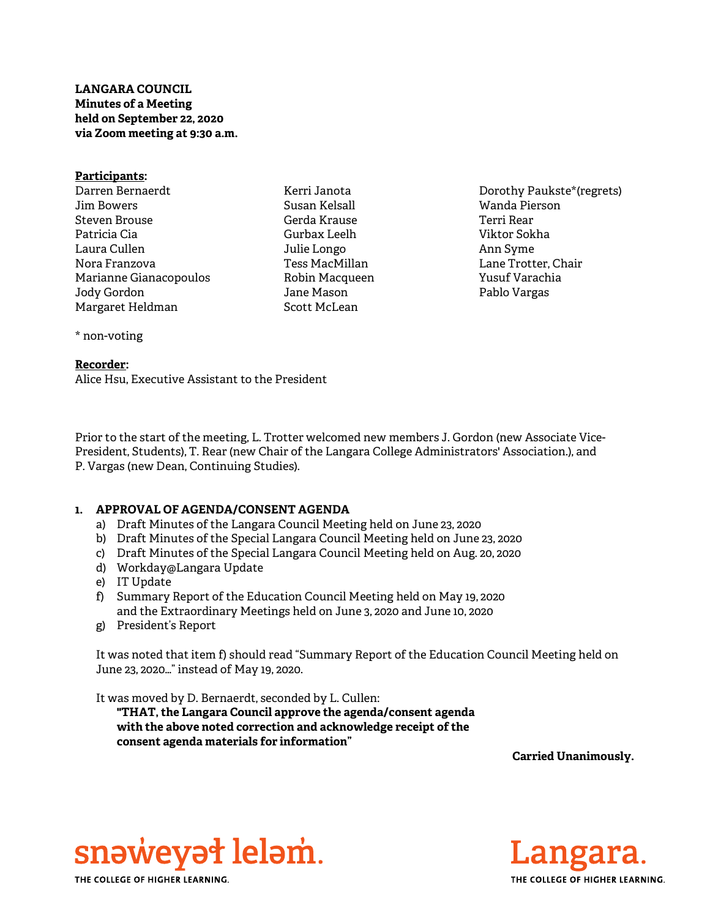**LANGARA COUNCIL**
**Minutes of a Meeting**
**held on September 22, 2020**
**via Zoom meeting at 9:30 a.m.**

**Participants:**

Darren Bernaerdt
Jim Bowers
Steven Brouse
Patricia Cia
Laura Cullen
Nora Franzova
Marianne Gianacopoulos
Jody Gordon
Margaret Heldman
Kerri Janota
Susan Kelsall
Gerda Krause
Gurbax Leelh
Julie Longo
Tess MacMillan
Robin Macqueen
Jane Mason
Scott McLean
Dorothy Paukste*(regrets)
Wanda Pierson
Terri Rear
Viktor Sokha
Ann Syme
Lane Trotter, Chair
Yusuf Varachia
Pablo Vargas

* non-voting

**Recorder:**
Alice Hsu, Executive Assistant to the President

Prior to the start of the meeting, L. Trotter welcomed new members J. Gordon (new Associate Vice-President, Students), T. Rear (new Chair of the Langara College Administrators' Association.), and P. Vargas (new Dean, Continuing Studies).

## 1. APPROVAL OF AGENDA/CONSENT AGENDA

a) Draft Minutes of the Langara Council Meeting held on June 23, 2020
b) Draft Minutes of the Special Langara Council Meeting held on June 23, 2020
c) Draft Minutes of the Special Langara Council Meeting held on Aug. 20, 2020
d) Workday@Langara Update
e) IT Update
f) Summary Report of the Education Council Meeting held on May 19, 2020 and the Extraordinary Meetings held on June 3, 2020 and June 10, 2020
g) President's Report

It was noted that item f) should read "Summary Report of the Education Council Meeting held on June 23, 2020…" instead of May 19, 2020.

It was moved by D. Bernaerdt, seconded by L. Cullen:

**"THAT, the Langara Council approve the agenda/consent agenda with the above noted correction and acknowledge receipt of the consent agenda materials for information"**

**Carried Unanimously.**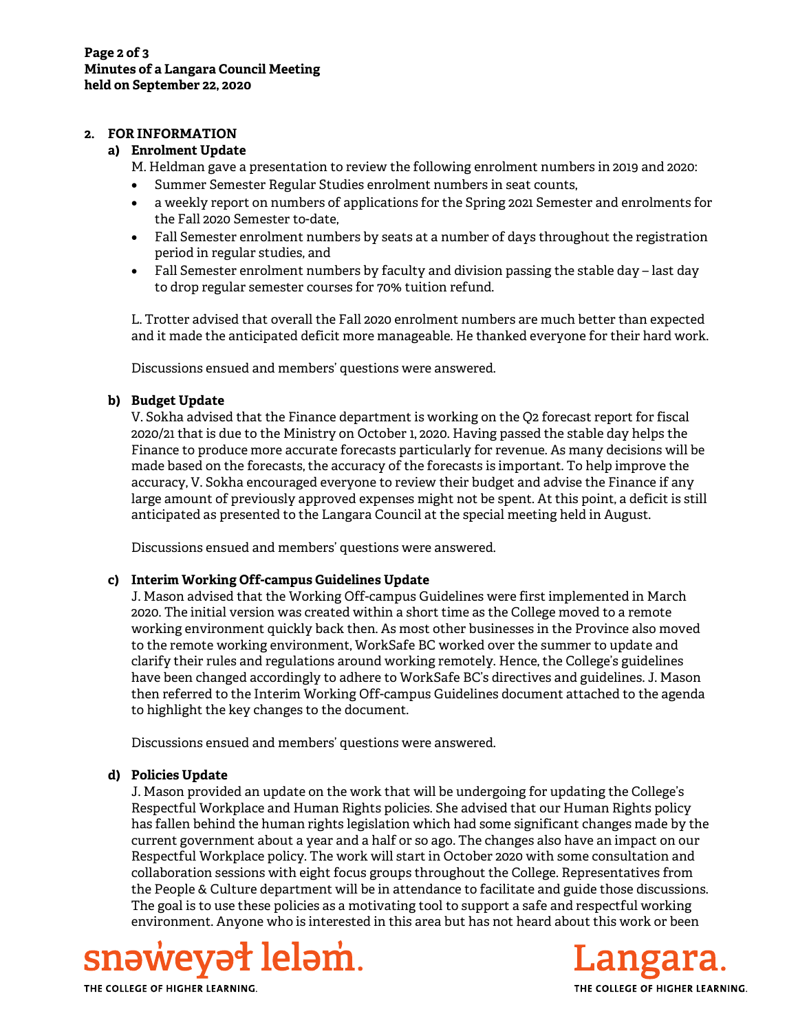## 2. FOR INFORMATION

### a) Enrolment Update

M. Heldman gave a presentation to review the following enrolment numbers in 2019 and 2020:

- Summer Semester Regular Studies enrolment numbers in seat counts,
- a weekly report on numbers of applications for the Spring 2021 Semester and enrolments for the Fall 2020 Semester to-date,
- Fall Semester enrolment numbers by seats at a number of days throughout the registration period in regular studies, and
- Fall Semester enrolment numbers by faculty and division passing the stable day – last day to drop regular semester courses for 70% tuition refund.

L. Trotter advised that overall the Fall 2020 enrolment numbers are much better than expected and it made the anticipated deficit more manageable. He thanked everyone for their hard work.

Discussions ensued and members' questions were answered.

### b) Budget Update

V. Sokha advised that the Finance department is working on the Q2 forecast report for fiscal 2020/21 that is due to the Ministry on October 1, 2020. Having passed the stable day helps the Finance to produce more accurate forecasts particularly for revenue. As many decisions will be made based on the forecasts, the accuracy of the forecasts is important. To help improve the accuracy, V. Sokha encouraged everyone to review their budget and advise the Finance if any large amount of previously approved expenses might not be spent. At this point, a deficit is still anticipated as presented to the Langara Council at the special meeting held in August.

Discussions ensued and members' questions were answered.

### c) Interim Working Off-campus Guidelines Update

J. Mason advised that the Working Off-campus Guidelines were first implemented in March 2020. The initial version was created within a short time as the College moved to a remote working environment quickly back then. As most other businesses in the Province also moved to the remote working environment, WorkSafe BC worked over the summer to update and clarify their rules and regulations around working remotely. Hence, the College's guidelines have been changed accordingly to adhere to WorkSafe BC's directives and guidelines. J. Mason then referred to the Interim Working Off-campus Guidelines document attached to the agenda to highlight the key changes to the document.

Discussions ensued and members' questions were answered.

### d) Policies Update

J. Mason provided an update on the work that will be undergoing for updating the College's Respectful Workplace and Human Rights policies. She advised that our Human Rights policy has fallen behind the human rights legislation which had some significant changes made by the current government about a year and a half or so ago. The changes also have an impact on our Respectful Workplace policy. The work will start in October 2020 with some consultation and collaboration sessions with eight focus groups throughout the College. Representatives from the People & Culture department will be in attendance to facilitate and guide those discussions. The goal is to use these policies as a motivating tool to support a safe and respectful working environment. Anyone who is interested in this area but has not heard about this work or been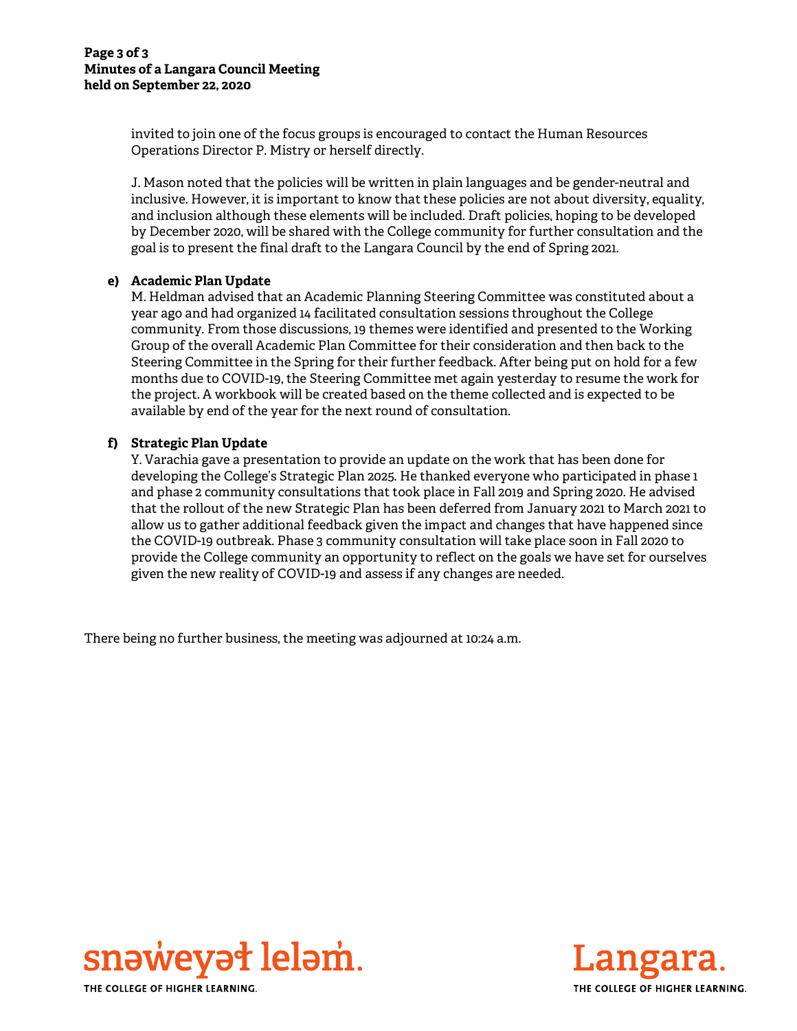invited to join one of the focus groups is encouraged to contact the Human Resources Operations Director P. Mistry or herself directly.

J. Mason noted that the policies will be written in plain languages and be gender-neutral and inclusive. However, it is important to know that these policies are not about diversity, equality, and inclusion although these elements will be included. Draft policies, hoping to be developed by December 2020, will be shared with the College community for further consultation and the goal is to present the final draft to the Langara Council by the end of Spring 2021.

**e) Academic Plan Update**

M. Heldman advised that an Academic Planning Steering Committee was constituted about a year ago and had organized 14 facilitated consultation sessions throughout the College community. From those discussions, 19 themes were identified and presented to the Working Group of the overall Academic Plan Committee for their consideration and then back to the Steering Committee in the Spring for their further feedback. After being put on hold for a few months due to COVID-19, the Steering Committee met again yesterday to resume the work for the project. A workbook will be created based on the theme collected and is expected to be available by end of the year for the next round of consultation.

**f) Strategic Plan Update**

Y. Varachia gave a presentation to provide an update on the work that has been done for developing the College's Strategic Plan 2025. He thanked everyone who participated in phase 1 and phase 2 community consultations that took place in Fall 2019 and Spring 2020. He advised that the rollout of the new Strategic Plan has been deferred from January 2021 to March 2021 to allow us to gather additional feedback given the impact and changes that have happened since the COVID-19 outbreak. Phase 3 community consultation will take place soon in Fall 2020 to provide the College community an opportunity to reflect on the goals we have set for ourselves given the new reality of COVID-19 and assess if any changes are needed.

There being no further business, the meeting was adjourned at 10:24 a.m.